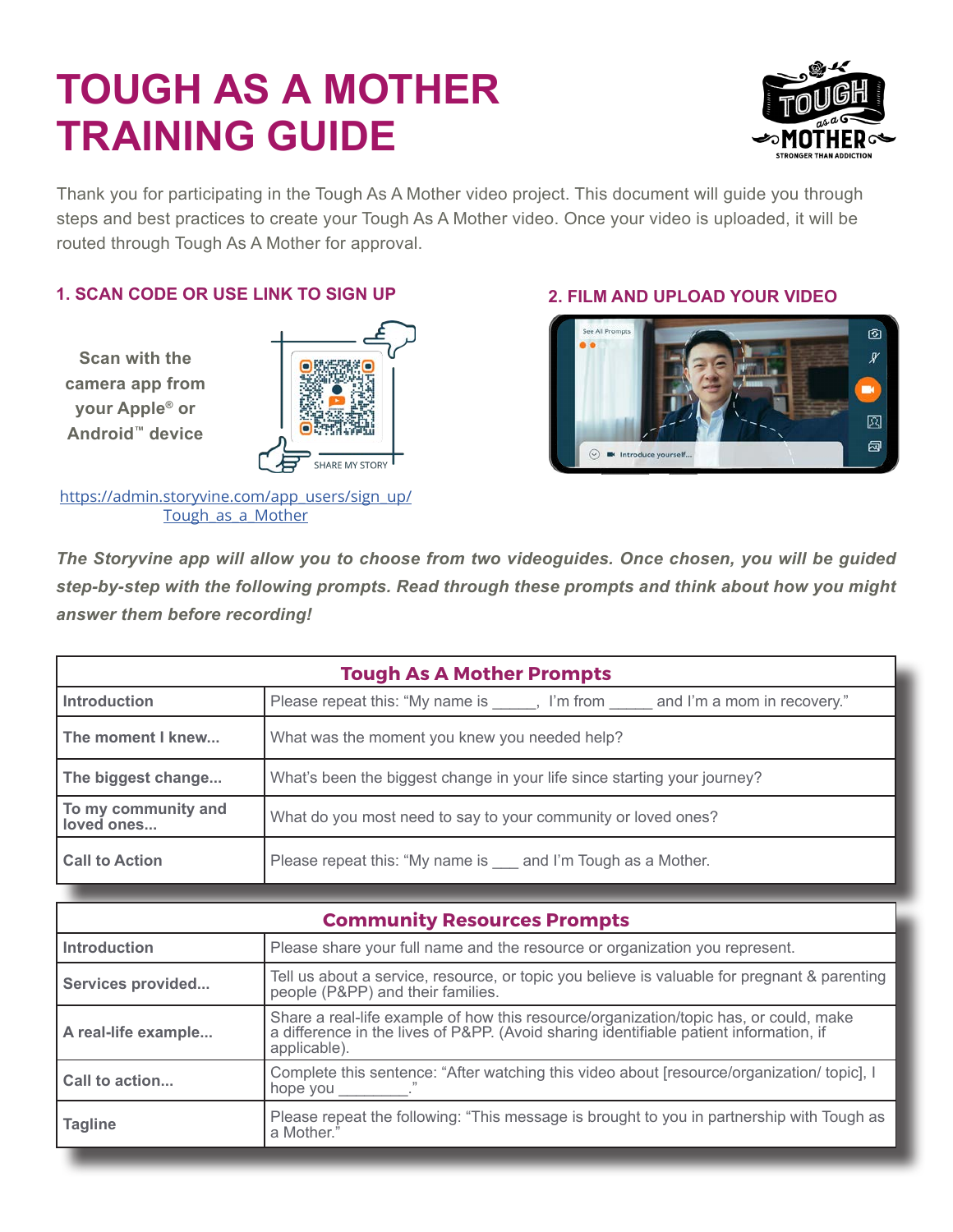# TOUGH AS A MOTHER TRAINING GUIDE

Thank you for participating in the Tough As A Mother video project. This document will guide you through steps and best practices to create your Tough As A Mother video. Once your video is uploaded, it will be routed through Tough As A Mother for approval.

### 1. SCAN CODE OR USE LINK TO SIGN UP

**Scan with the camera app from your Apple® or Android™ device**

SHARE MY STORY

https://admin.storyvine.com/app_users/sign_up/Tough_as_a_Mother

### 2. FILM AND UPLOAD YOUR VIDEO

***The Storyvine app will allow you to choose from two videoguides. Once chosen, you will be guided step-by-step with the following prompts. Read through these prompts and think about how you might answer them before recording!***

| Tough As A Mother Prompts | |
|---|---|
| **Introduction** | Please repeat this: "My name is _____, I'm from _____ and I'm a mom in recovery." |
| **The moment I knew...** | What was the moment you knew you needed help? |
| **The biggest change...** | What's been the biggest change in your life since starting your journey? |
| **To my community and loved ones...** | What do you most need to say to your community or loved ones? |
| **Call to Action** | Please repeat this: "My name is ___ and I'm Tough as a Mother. |

| Community Resources Prompts | |
|---|---|
| **Introduction** | Please share your full name and the resource or organization you represent. |
| **Services provided...** | Tell us about a service, resource, or topic you believe is valuable for pregnant & parenting people (P&PP) and their families. |
| **A real-life example...** | Share a real-life example of how this resource/organization/topic has, or could, make a difference in the lives of P&PP. (Avoid sharing identifiable patient information, if applicable). |
| **Call to action...** | Complete this sentence: "After watching this video about [resource/organization/ topic], I hope you _________." |
| **Tagline** | Please repeat the following: "This message is brought to you in partnership with Tough as a Mother." |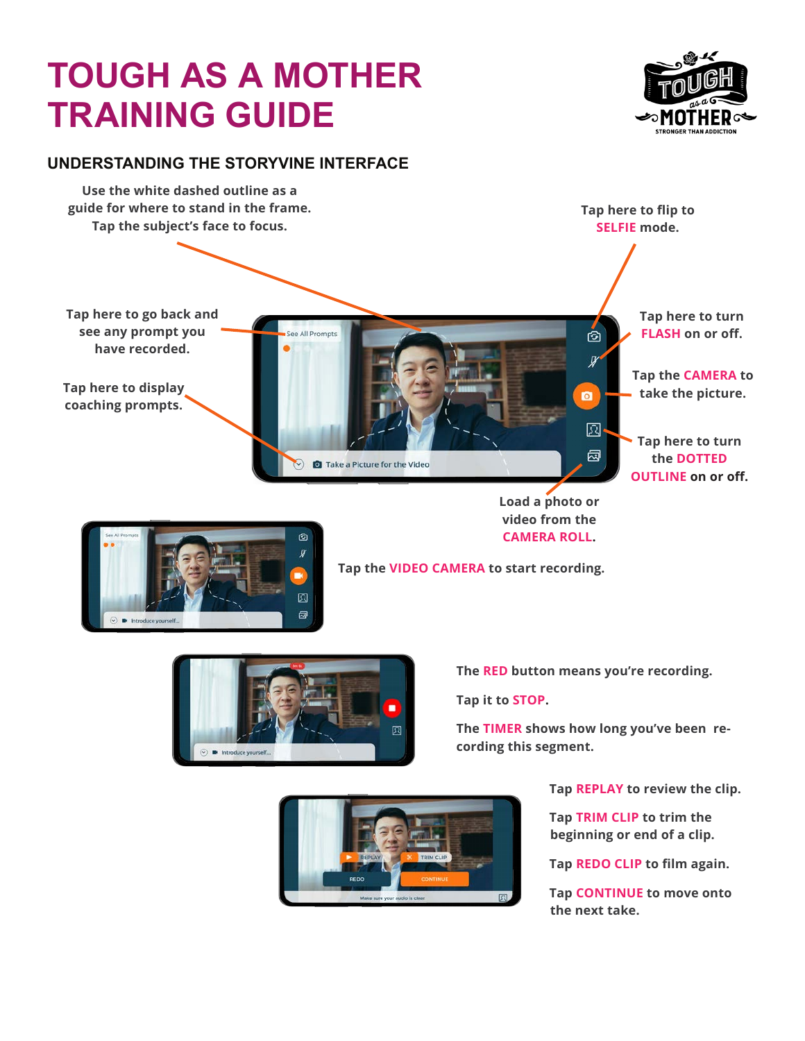# TOUGH AS A MOTHER TRAINING GUIDE

## UNDERSTANDING THE STORYVINE INTERFACE

Use the white dashed outline as a guide for where to stand in the frame. Tap the subject's face to focus.

Tap here to flip to **SELFIE** mode.

Tap here to go back and see any prompt you have recorded.

Tap here to turn **FLASH** on or off.

Tap here to display coaching prompts.

Tap the **CAMERA** to take the picture.

Tap here to turn the **DOTTED OUTLINE** on or off.

Load a photo or video from the **CAMERA ROLL**.

Tap the **VIDEO CAMERA** to start recording.

The **RED** button means you're recording.

Tap it to **STOP**.

The **TIMER** shows how long you've been recording this segment.

Tap **REPLAY** to review the clip.

Tap **TRIM CLIP** to trim the beginning or end of a clip.

Tap **REDO CLIP** to film again.

Tap **CONTINUE** to move onto the next take.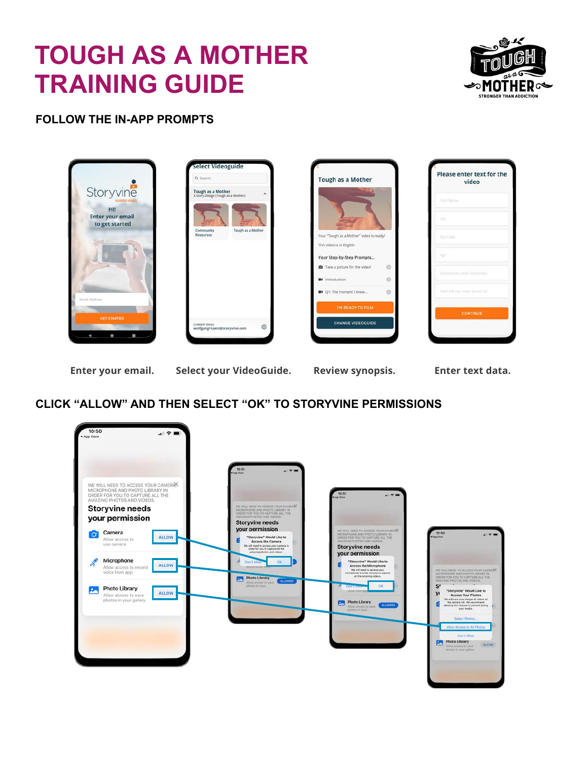# TOUGH AS A MOTHER TRAINING GUIDE

## FOLLOW THE IN-APP PROMPTS

Enter your email. Select your VideoGuide. Review synopsis. Enter text data.

## CLICK "ALLOW" AND THEN SELECT "OK" TO STORYVINE PERMISSIONS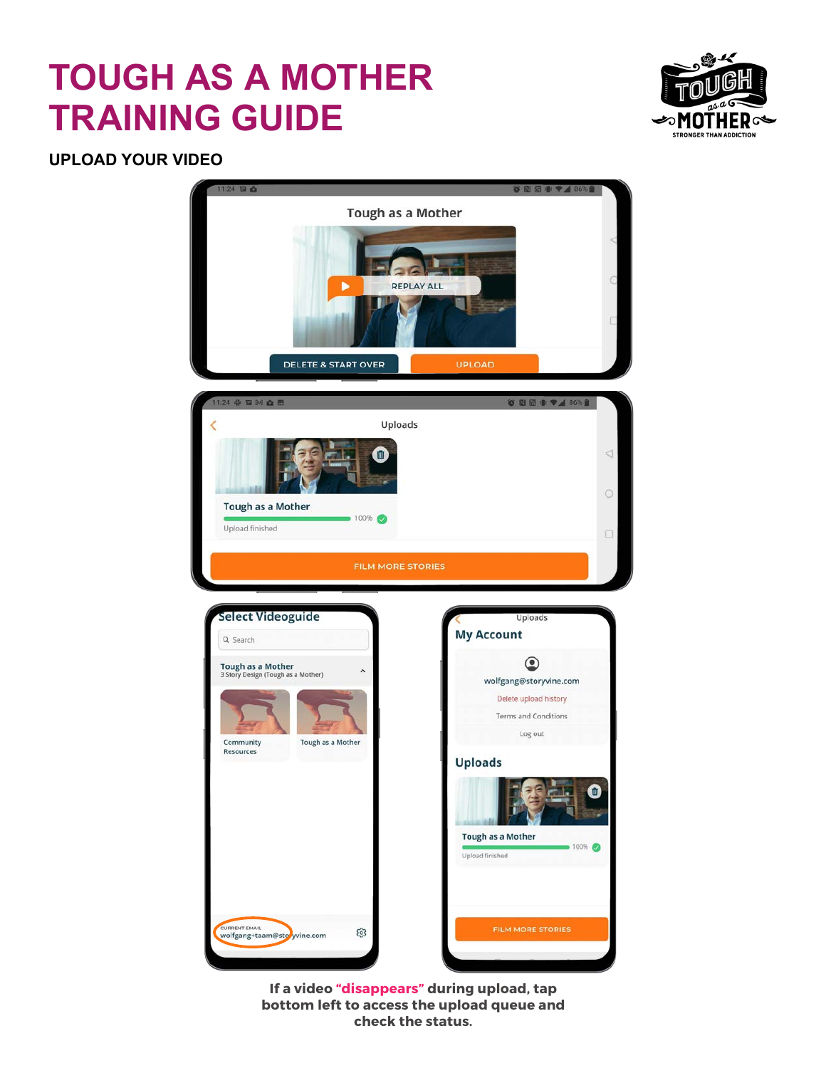# TOUGH AS A MOTHER TRAINING GUIDE

## UPLOAD YOUR VIDEO

Tough as a Mother

REPLAY ALL

DELETE & START OVER

UPLOAD

Uploads

Tough as a Mother

100%

Upload finished

FILM MORE STORIES

Select Videoguide

Search

Tough as a Mother
3 Story Design (Tough as a Mother)

Community Resources

Tough as a Mother

CURRENT EMAIL
wolfgang+taam@storyvine.com

Uploads

My Account

wolfgang@storyvine.com

Delete upload history

Terms and Conditions

Log out

Uploads

Tough as a Mother

100%

Upload finished

FILM MORE STORIES

**If a video "disappears" during upload, tap bottom left to access the upload queue and check the status.**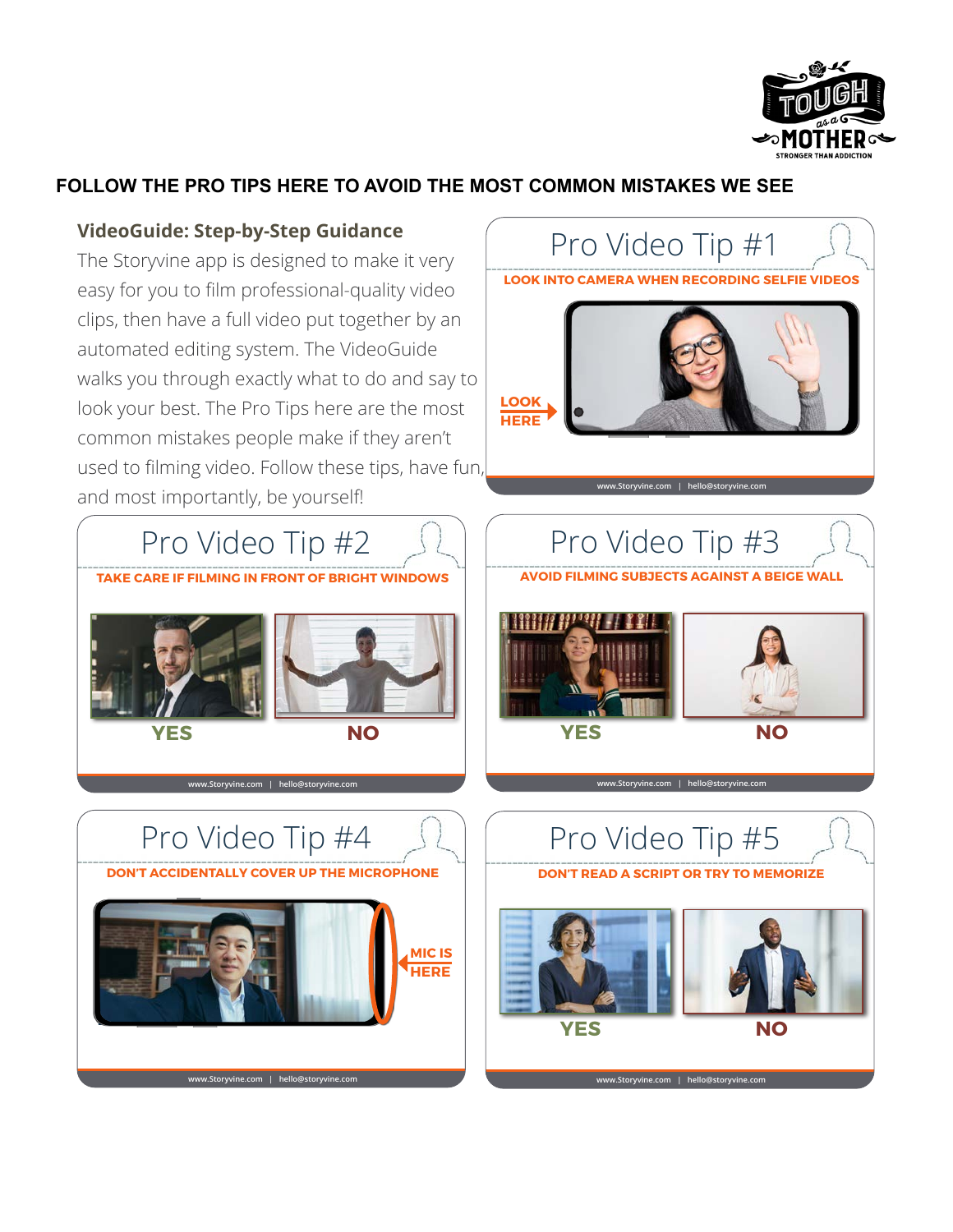## FOLLOW THE PRO TIPS HERE TO AVOID THE MOST COMMON MISTAKES WE SEE

### VideoGuide: Step-by-Step Guidance

The Storyvine app is designed to make it very easy for you to film professional-quality video clips, then have a full video put together by an automated editing system. The VideoGuide walks you through exactly what to do and say to look your best. The Pro Tips here are the most common mistakes people make if they aren't used to filming video. Follow these tips, have fun, and most importantly, be yourself!

### Pro Video Tip #1

**LOOK INTO CAMERA WHEN RECORDING SELFIE VIDEOS**

LOOK HERE

www.Storyvine.com | hello@storyvine.com

### Pro Video Tip #2

**TAKE CARE IF FILMING IN FRONT OF BRIGHT WINDOWS**

YES

NO

www.Storyvine.com | hello@storyvine.com

### Pro Video Tip #3

**AVOID FILMING SUBJECTS AGAINST A BEIGE WALL**

YES

NO

www.Storyvine.com | hello@storyvine.com

### Pro Video Tip #4

**DON'T ACCIDENTALLY COVER UP THE MICROPHONE**

MIC IS HERE

www.Storyvine.com | hello@storyvine.com

### Pro Video Tip #5

**DON'T READ A SCRIPT OR TRY TO MEMORIZE**

YES

NO

www.Storyvine.com | hello@storyvine.com